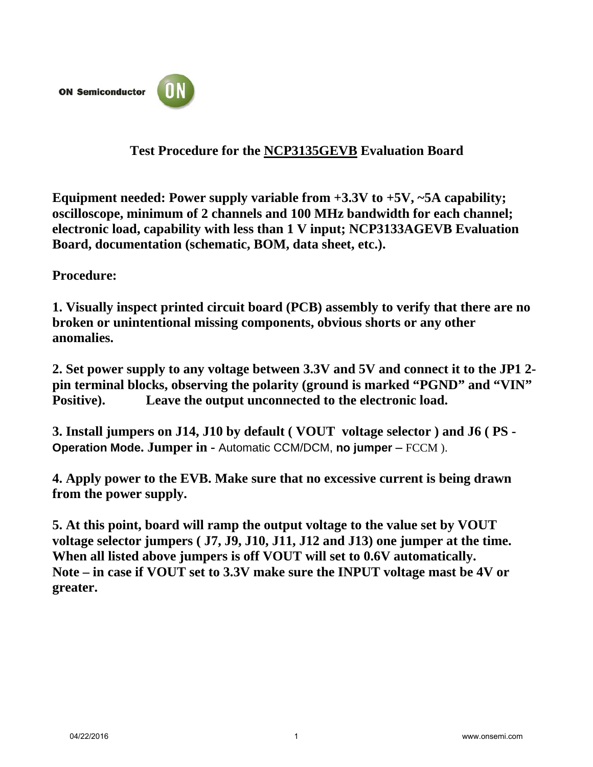ON Semiconductor

# Test Procedure for the NCP3135GEVB Evaluation Board

**Equipment needed: Power supply variable from +3.3V to +5V, ~5A capability; oscilloscope, minimum of 2 channels and 100 MHz bandwidth for each channel; electronic load, capability with less than 1 V input; NCP3133AGEVB Evaluation Board, documentation (schematic, BOM, data sheet, etc.).**

**Procedure:**

**1. Visually inspect printed circuit board (PCB) assembly to verify that there are no broken or unintentional missing components, obvious shorts or any other anomalies.**

**2. Set power supply to any voltage between 3.3V and 5V and connect it to the JP1 2-pin terminal blocks, observing the polarity (ground is marked "PGND" and "VIN" Positive). Leave the output unconnected to the electronic load.**

**3. Install jumpers on J14, J10 by default ( VOUT voltage selector ) and J6 ( PS - Operation Mode. Jumper in -** Automatic CCM/DCM, **no jumper –** FCCM ).

**4. Apply power to the EVB. Make sure that no excessive current is being drawn from the power supply.**

**5. At this point, board will ramp the output voltage to the value set by VOUT voltage selector jumpers ( J7, J9, J10, J11, J12 and J13) one jumper at the time. When all listed above jumpers is off VOUT will set to 0.6V automatically. Note – in case if VOUT set to 3.3V make sure the INPUT voltage mast be 4V or greater.**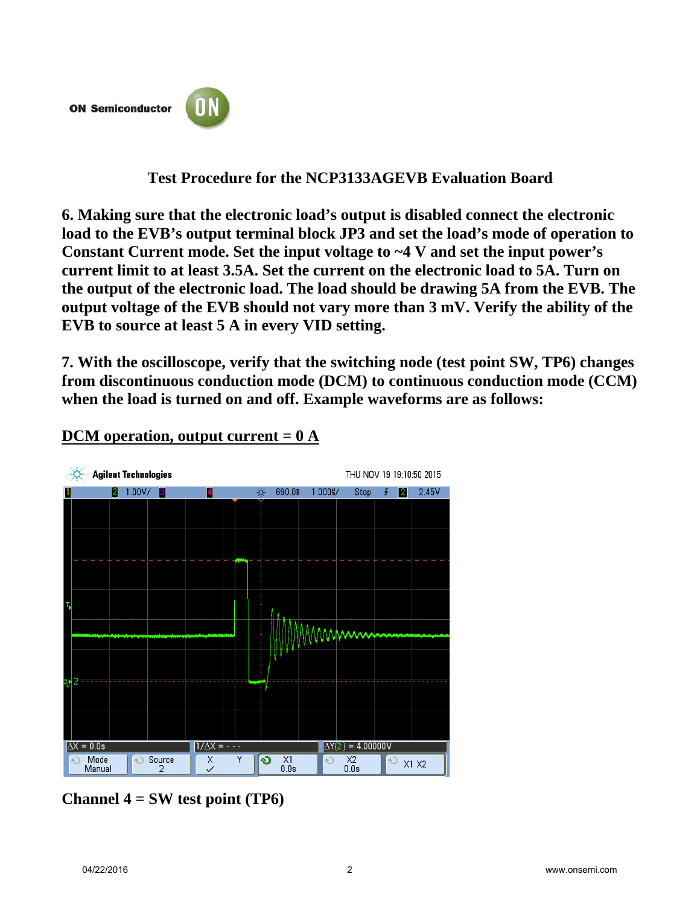# Test Procedure for the NCP3133AGEVB Evaluation Board

**6. Making sure that the electronic load's output is disabled connect the electronic load to the EVB's output terminal block JP3 and set the load's mode of operation to Constant Current mode. Set the input voltage to ~4 V and set the input power's current limit to at least 3.5A. Set the current on the electronic load to 5A. Turn on the output of the electronic load. The load should be drawing 5A from the EVB. The output voltage of the EVB should not vary more than 3 mV. Verify the ability of the EVB to source at least 5 A in every VID setting.**

**7. With the oscilloscope, verify that the switching node (test point SW, TP6) changes from discontinuous conduction mode (DCM) to continuous conduction mode (CCM) when the load is turned on and off. Example waveforms are as follows:**

**<u>DCM operation, output current = 0 A</u>**

**Channel 4 = SW test point (TP6)**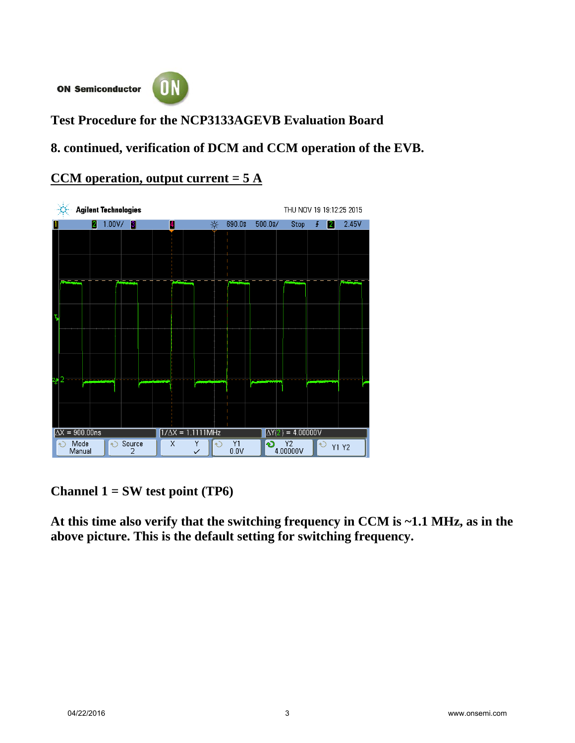# Test Procedure for the NCP3133AGEVB Evaluation Board

## 8. continued, verification of DCM and CCM operation of the EVB.

### CCM operation, output current = 5 A

**Channel 1 = SW test point (TP6)**

**At this time also verify that the switching frequency in CCM is ~1.1 MHz, as in the above picture. This is the default setting for switching frequency.**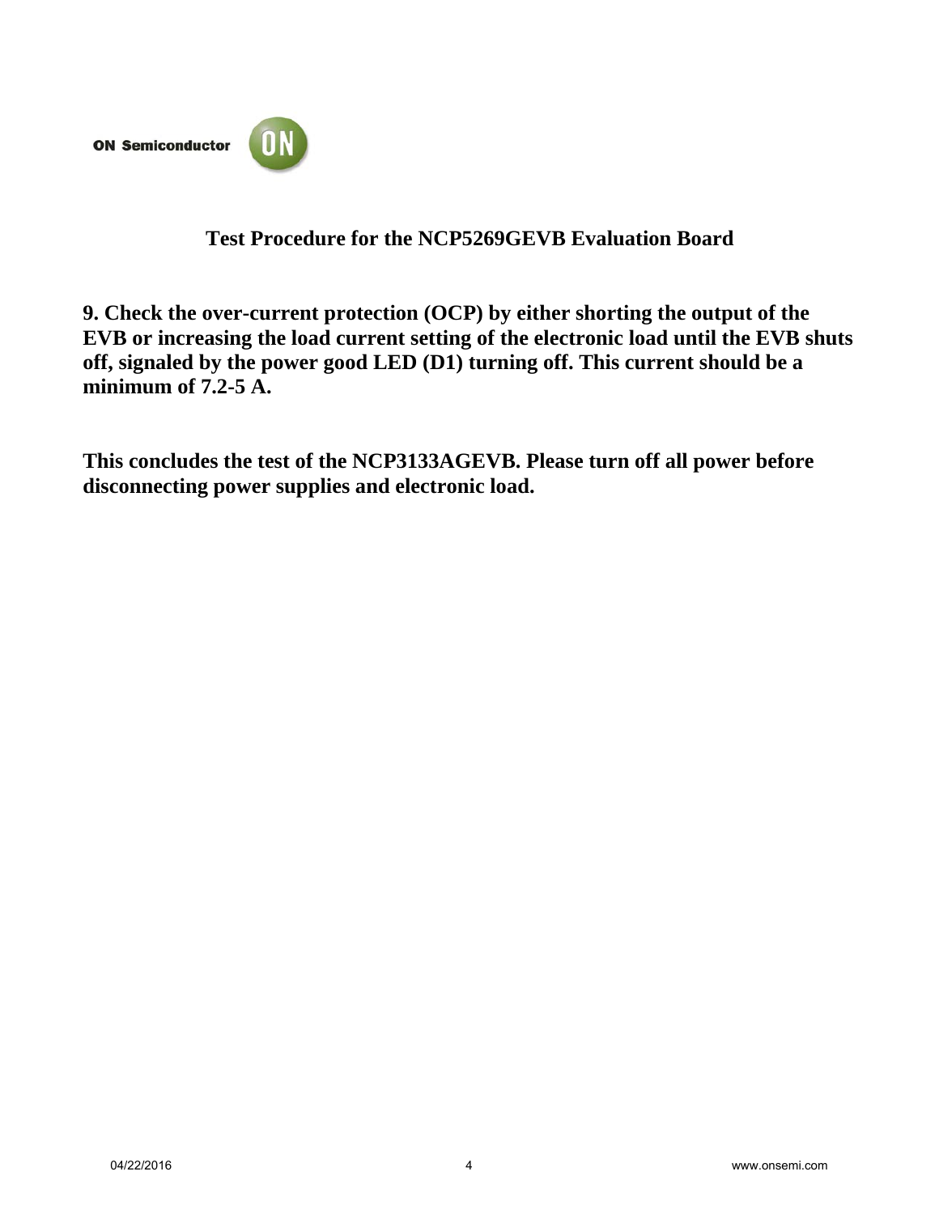**Test Procedure for the NCP5269GEVB Evaluation Board**

**9. Check the over-current protection (OCP) by either shorting the output of the EVB or increasing the load current setting of the electronic load until the EVB shuts off, signaled by the power good LED (D1) turning off. This current should be a minimum of 7.2-5 A.**

**This concludes the test of the NCP3133AGEVB. Please turn off all power before disconnecting power supplies and electronic load.**